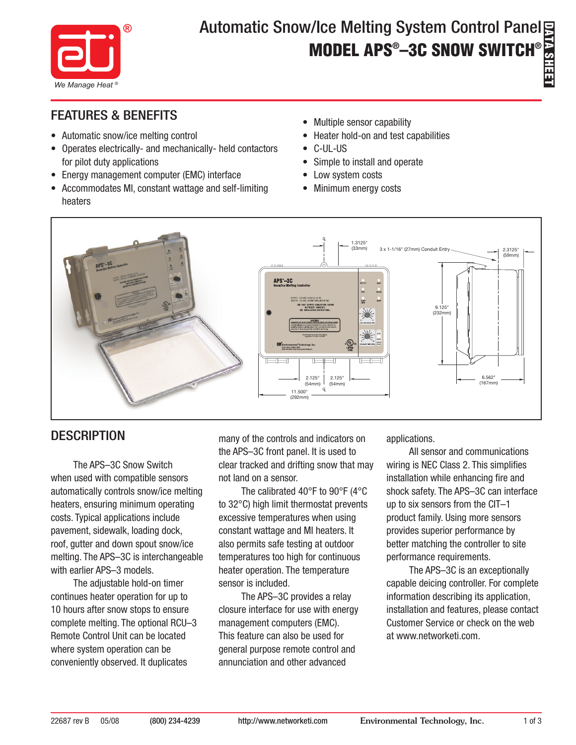# Automatic Snow/Ice Melting System Control Panel

# MODEL APS®–3C SNOW SWITCH®

DATA SHEET

## FEATURES & BENEFITS

- Automatic snow/ice melting control
- Operates electrically- and mechanically- held contactors for pilot duty applications
- Energy management computer (EMC) interface
- Accommodates MI, constant wattage and self-limiting heaters
- Multiple sensor capability
- Heater hold-on and test capabilities
- C-UL-US
- Simple to install and operate
- Low system costs
- Minimum energy costs

1.3125" (33mm) | 3 x 1-1/16" (27mm) Conduit Entry | 2.3125" (59mm) | 9.125" (232mm) | 2.125" (54mm) | 2.125" (54mm) | 11.500" (292mm) | 6.562" (167mm)

## DESCRIPTION

The APS–3C Snow Switch when used with compatible sensors automatically controls snow/ice melting heaters, ensuring minimum operating costs. Typical applications include pavement, sidewalk, loading dock, roof, gutter and down spout snow/ice melting. The APS–3C is interchangeable with earlier APS–3 models.

The adjustable hold-on timer continues heater operation for up to 10 hours after snow stops to ensure complete melting. The optional RCU–3 Remote Control Unit can be located where system operation can be conveniently observed. It duplicates many of the controls and indicators on the APS–3C front panel. It is used to clear tracked and drifting snow that may not land on a sensor.

The calibrated 40°F to 90°F (4°C to 32°C) high limit thermostat prevents excessive temperatures when using constant wattage and MI heaters. It also permits safe testing at outdoor temperatures too high for continuous heater operation. The temperature sensor is included.

The APS–3C provides a relay closure interface for use with energy management computers (EMC). This feature can also be used for general purpose remote control and annunciation and other advanced applications.

All sensor and communications wiring is NEC Class 2. This simplifies installation while enhancing fire and shock safety. The APS–3C can interface up to six sensors from the CIT–1 product family. Using more sensors provides superior performance by better matching the controller to site performance requirements.

The APS–3C is an exceptionally capable deicing controller. For complete information describing its application, installation and features, please contact Customer Service or check on the web at www.networketi.com.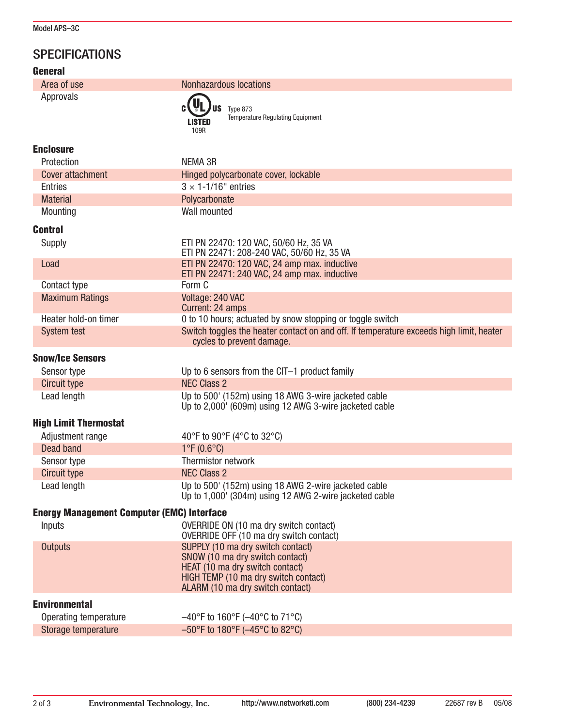Model APS–3C

# SPECIFICATIONS

## General

| | |
|---|---|
| Area of use | Nonhazardous locations |
| Approvals | c UL us LISTED 109R — Type 873 Temperature Regulating Equipment |

## Enclosure

| | |
|---|---|
| Protection | NEMA 3R |
| Cover attachment | Hinged polycarbonate cover, lockable |
| Entries | 3 × 1-1/16" entries |
| Material | Polycarbonate |
| Mounting | Wall mounted |

## Control

| | |
|---|---|
| Supply | ETI PN 22470: 120 VAC, 50/60 Hz, 35 VA<br>ETI PN 22471: 208-240 VAC, 50/60 Hz, 35 VA |
| Load | ETI PN 22470: 120 VAC, 24 amp max. inductive<br>ETI PN 22471: 240 VAC, 24 amp max. inductive |
| Contact type | Form C |
| Maximum Ratings | Voltage: 240 VAC<br>Current: 24 amps |
| Heater hold-on timer | 0 to 10 hours; actuated by snow stopping or toggle switch |
| System test | Switch toggles the heater contact on and off. If temperature exceeds high limit, heater cycles to prevent damage. |

## Snow/Ice Sensors

| | |
|---|---|
| Sensor type | Up to 6 sensors from the CIT–1 product family |
| Circuit type | NEC Class 2 |
| Lead length | Up to 500' (152m) using 18 AWG 3-wire jacketed cable<br>Up to 2,000' (609m) using 12 AWG 3-wire jacketed cable |

## High Limit Thermostat

| | |
|---|---|
| Adjustment range | 40°F to 90°F (4°C to 32°C) |
| Dead band | 1°F (0.6°C) |
| Sensor type | Thermistor network |
| Circuit type | NEC Class 2 |
| Lead length | Up to 500' (152m) using 18 AWG 2-wire jacketed cable<br>Up to 1,000' (304m) using 12 AWG 2-wire jacketed cable |

## Energy Management Computer (EMC) Interface

| | |
|---|---|
| Inputs | OVERRIDE ON (10 ma dry switch contact)<br>OVERRIDE OFF (10 ma dry switch contact) |
| Outputs | SUPPLY (10 ma dry switch contact)<br>SNOW (10 ma dry switch contact)<br>HEAT (10 ma dry switch contact)<br>HIGH TEMP (10 ma dry switch contact)<br>ALARM (10 ma dry switch contact) |

## Environmental

| | |
|---|---|
| Operating temperature | –40°F to 160°F (–40°C to 71°C) |
| Storage temperature | –50°F to 180°F (–45°C to 82°C) |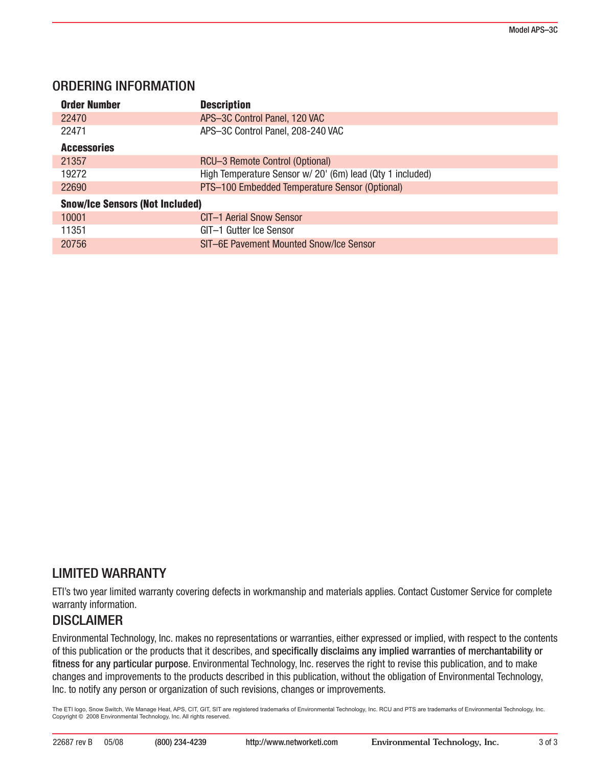## ORDERING INFORMATION

| Order Number | Description |
|---|---|
| 22470 | APS–3C Control Panel, 120 VAC |
| 22471 | APS–3C Control Panel, 208-240 VAC |
| **Accessories** | |
| 21357 | RCU–3 Remote Control (Optional) |
| 19272 | High Temperature Sensor w/ 20' (6m) lead (Qty 1 included) |
| 22690 | PTS–100 Embedded Temperature Sensor (Optional) |
| **Snow/Ice Sensors (Not Included)** | |
| 10001 | CIT–1 Aerial Snow Sensor |
| 11351 | GIT–1 Gutter Ice Sensor |
| 20756 | SIT–6E Pavement Mounted Snow/Ice Sensor |

## LIMITED WARRANTY

ETI's two year limited warranty covering defects in workmanship and materials applies. Contact Customer Service for complete warranty information.

## DISCLAIMER

Environmental Technology, Inc. makes no representations or warranties, either expressed or implied, with respect to the contents of this publication or the products that it describes, and **specifically disclaims any implied warranties of merchantability or fitness for any particular purpose**. Environmental Technology, Inc. reserves the right to revise this publication, and to make changes and improvements to the products described in this publication, without the obligation of Environmental Technology, Inc. to notify any person or organization of such revisions, changes or improvements.

The ETI logo, Snow Switch, We Manage Heat, APS, CIT, GIT, SIT are registered trademarks of Environmental Technology, Inc. RCU and PTS are trademarks of Environmental Technology, Inc. Copyright © 2008 Environmental Technology, Inc. All rights reserved.

22687 rev B 05/08 (800) 234-4239 http://www.networketi.com Environmental Technology, Inc.